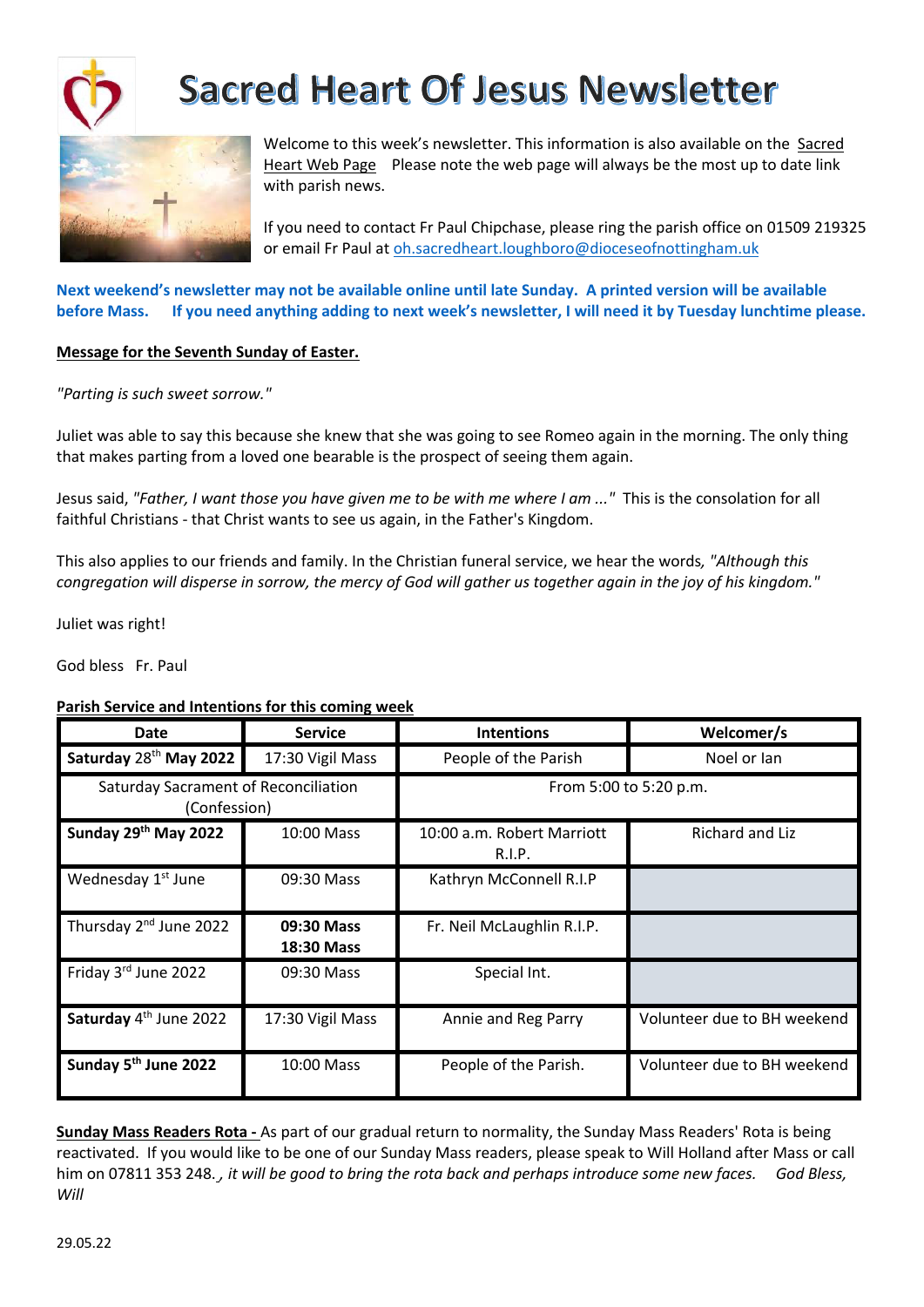# Sacred Heart Of Jesus Newsletter

Welcome to this week's newsletter. This information is also available on the Sacred Heart Web Page Please note the web page will always be the most up to date link with parish news.

If you need to contact Fr Paul Chipchase, please ring the parish office on 01509 219325 or email Fr Paul at oh.sacredheart.loughboro@dioceseofnottingham.uk

**Next weekend's newsletter may not be available online until late Sunday. A printed version will be available before Mass. If you need anything adding to next week's newsletter, I will need it by Tuesday lunchtime please.**

**Message for the Seventh Sunday of Easter.**

*"Parting is such sweet sorrow."*

Juliet was able to say this because she knew that she was going to see Romeo again in the morning. The only thing that makes parting from a loved one bearable is the prospect of seeing them again.

Jesus said, *"Father, I want those you have given me to be with me where I am ..."* This is the consolation for all faithful Christians - that Christ wants to see us again, in the Father's Kingdom.

This also applies to our friends and family. In the Christian funeral service, we hear the words, *"Although this congregation will disperse in sorrow, the mercy of God will gather us together again in the joy of his kingdom."*

Juliet was right!

God bless Fr. Paul

**Parish Service and Intentions for this coming week**

| Date | Service | Intentions | Welcomer/s |
|---|---|---|---|
| **Saturday 28th May 2022** | 17:30 Vigil Mass | People of the Parish | Noel or Ian |
| Saturday Sacrament of Reconciliation (Confession) | | From 5:00 to 5:20 p.m. | |
| **Sunday 29th May 2022** | 10:00 Mass | 10:00 a.m. Robert Marriott R.I.P. | Richard and Liz |
| Wednesday 1st June | 09:30 Mass | Kathryn McConnell R.I.P | |
| Thursday 2nd June 2022 | **09:30 Mass 18:30 Mass** | Fr. Neil McLaughlin R.I.P. | |
| Friday 3rd June 2022 | 09:30 Mass | Special Int. | |
| **Saturday 4th June 2022** | 17:30 Vigil Mass | Annie and Reg Parry | Volunteer due to BH weekend |
| **Sunday 5th June 2022** | 10:00 Mass | People of the Parish. | Volunteer due to BH weekend |

**Sunday Mass Readers Rota -** As part of our gradual return to normality, the Sunday Mass Readers' Rota is being reactivated. If you would like to be one of our Sunday Mass readers, please speak to Will Holland after Mass or call him on 07811 353 248., *it will be good to bring the rota back and perhaps introduce some new faces. God Bless, Will*

29.05.22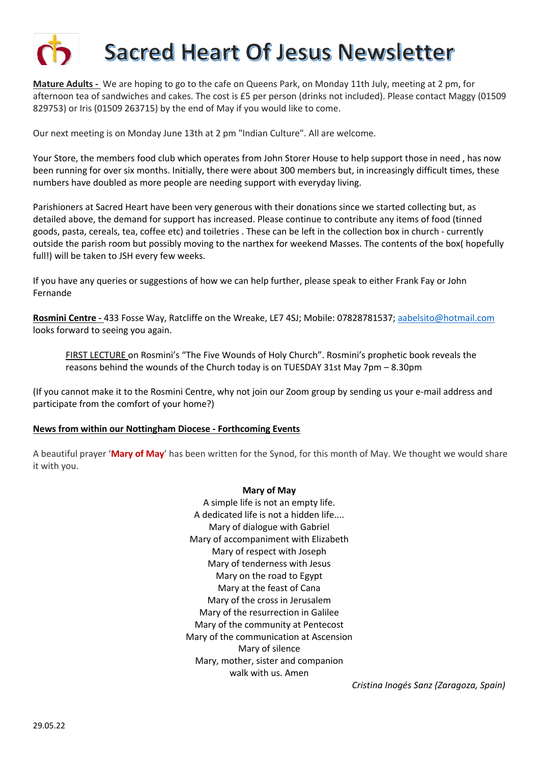# Sacred Heart Of Jesus Newsletter

**Mature Adults -** We are hoping to go to the cafe on Queens Park, on Monday 11th July, meeting at 2 pm, for afternoon tea of sandwiches and cakes. The cost is £5 per person (drinks not included). Please contact Maggy (01509 829753) or Iris (01509 263715) by the end of May if you would like to come.

Our next meeting is on Monday June 13th at 2 pm "Indian Culture". All are welcome.

Your Store, the members food club which operates from John Storer House to help support those in need , has now been running for over six months. Initially, there were about 300 members but, in increasingly difficult times, these numbers have doubled as more people are needing support with everyday living.

Parishioners at Sacred Heart have been very generous with their donations since we started collecting but, as detailed above, the demand for support has increased. Please continue to contribute any items of food (tinned goods, pasta, cereals, tea, coffee etc) and toiletries . These can be left in the collection box in church - currently outside the parish room but possibly moving to the narthex for weekend Masses. The contents of the box( hopefully full!) will be taken to JSH every few weeks.

If you have any queries or suggestions of how we can help further, please speak to either Frank Fay or John Fernande

**Rosmini Centre -** 433 Fosse Way, Ratcliffe on the Wreake, LE7 4SJ; Mobile: 07828781537; aabelsito@hotmail.com looks forward to seeing you again.

> FIRST LECTURE on Rosmini's "The Five Wounds of Holy Church". Rosmini's prophetic book reveals the reasons behind the wounds of the Church today is on TUESDAY 31st May 7pm – 8.30pm

(If you cannot make it to the Rosmini Centre, why not join our Zoom group by sending us your e-mail address and participate from the comfort of your home?)

**News from within our Nottingham Diocese - Forthcoming Events**

A beautiful prayer '**Mary of May**' has been written for the Synod, for this month of May. We thought we would share it with you.

**Mary of May**

A simple life is not an empty life.
A dedicated life is not a hidden life....
Mary of dialogue with Gabriel
Mary of accompaniment with Elizabeth
Mary of respect with Joseph
Mary of tenderness with Jesus
Mary on the road to Egypt
Mary at the feast of Cana
Mary of the cross in Jerusalem
Mary of the resurrection in Galilee
Mary of the community at Pentecost
Mary of the communication at Ascension
Mary of silence
Mary, mother, sister and companion
walk with us. Amen

*Cristina Inogés Sanz (Zaragoza, Spain)*

29.05.22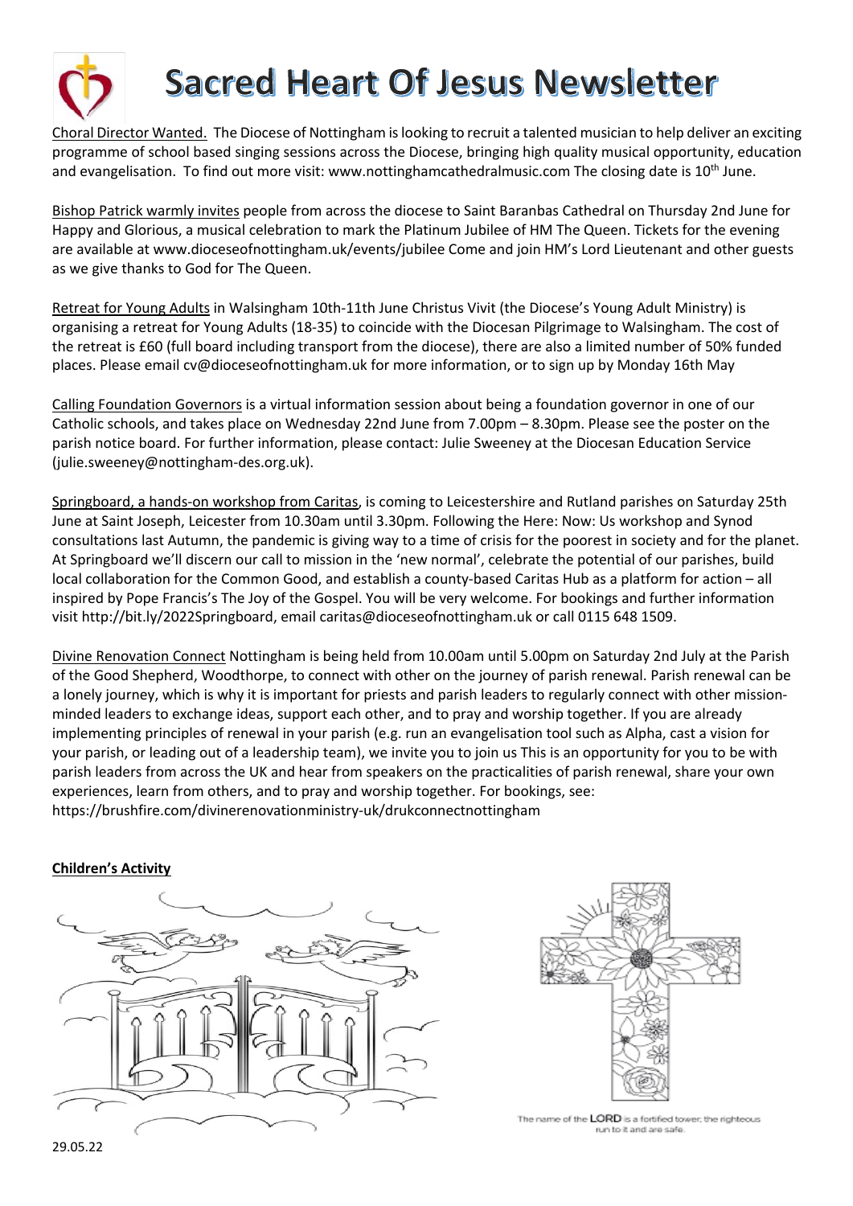# Sacred Heart Of Jesus Newsletter

Choral Director Wanted. The Diocese of Nottingham is looking to recruit a talented musician to help deliver an exciting programme of school based singing sessions across the Diocese, bringing high quality musical opportunity, education and evangelisation. To find out more visit: www.nottinghamcathedralmusic.com The closing date is 10th June.

Bishop Patrick warmly invites people from across the diocese to Saint Baranbas Cathedral on Thursday 2nd June for Happy and Glorious, a musical celebration to mark the Platinum Jubilee of HM The Queen. Tickets for the evening are available at www.dioceseofnottingham.uk/events/jubilee Come and join HM's Lord Lieutenant and other guests as we give thanks to God for The Queen.

Retreat for Young Adults in Walsingham 10th-11th June Christus Vivit (the Diocese's Young Adult Ministry) is organising a retreat for Young Adults (18-35) to coincide with the Diocesan Pilgrimage to Walsingham. The cost of the retreat is £60 (full board including transport from the diocese), there are also a limited number of 50% funded places. Please email cv@dioceseofnottingham.uk for more information, or to sign up by Monday 16th May

Calling Foundation Governors is a virtual information session about being a foundation governor in one of our Catholic schools, and takes place on Wednesday 22nd June from 7.00pm – 8.30pm. Please see the poster on the parish notice board. For further information, please contact: Julie Sweeney at the Diocesan Education Service (julie.sweeney@nottingham-des.org.uk).

Springboard, a hands-on workshop from Caritas, is coming to Leicestershire and Rutland parishes on Saturday 25th June at Saint Joseph, Leicester from 10.30am until 3.30pm. Following the Here: Now: Us workshop and Synod consultations last Autumn, the pandemic is giving way to a time of crisis for the poorest in society and for the planet. At Springboard we'll discern our call to mission in the 'new normal', celebrate the potential of our parishes, build local collaboration for the Common Good, and establish a county-based Caritas Hub as a platform for action – all inspired by Pope Francis's The Joy of the Gospel. You will be very welcome. For bookings and further information visit http://bit.ly/2022Springboard, email caritas@dioceseofnottingham.uk or call 0115 648 1509.

Divine Renovation Connect Nottingham is being held from 10.00am until 5.00pm on Saturday 2nd July at the Parish of the Good Shepherd, Woodthorpe, to connect with other on the journey of parish renewal. Parish renewal can be a lonely journey, which is why it is important for priests and parish leaders to regularly connect with other mission-minded leaders to exchange ideas, support each other, and to pray and worship together. If you are already implementing principles of renewal in your parish (e.g. run an evangelisation tool such as Alpha, cast a vision for your parish, or leading out of a leadership team), we invite you to join us This is an opportunity for you to be with parish leaders from across the UK and hear from speakers on the practicalities of parish renewal, share your own experiences, learn from others, and to pray and worship together. For bookings, see: https://brushfire.com/divinerenovationministry-uk/drukconnectnottingham

**Children's Activity**

The name of the LORD is a fortified tower; the righteous run to it and are safe.

29.05.22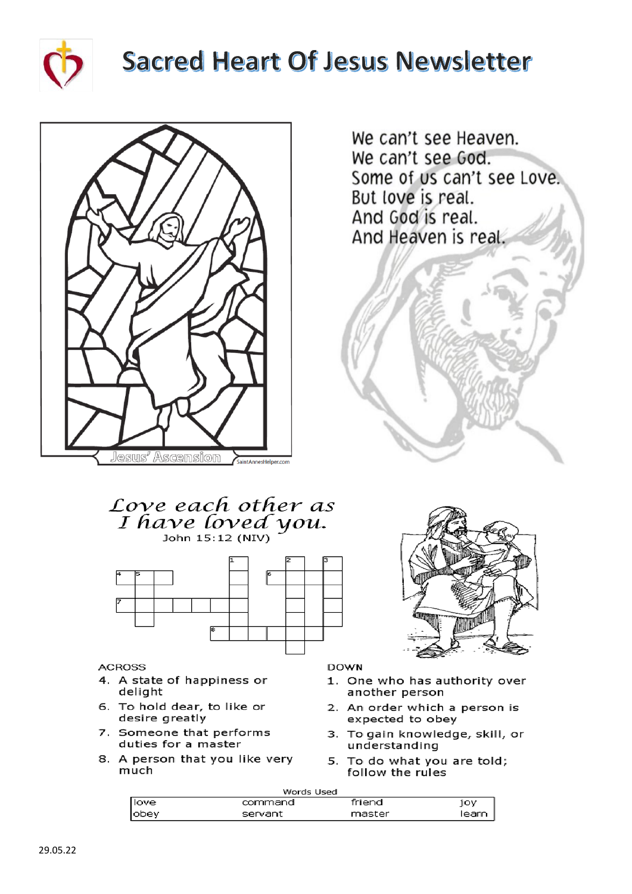# Sacred Heart Of Jesus Newsletter

Jesus' Ascension

SaintAnnesHelper.com

We can't see Heaven.
We can't see God.
Some of us can't see Love.
But love is real.
And God is real.
And Heaven is real.

*Love each other as I have loved you.*
John 15:12 (NIV)

**ACROSS**

4. A state of happiness or delight
6. To hold dear, to like or desire greatly
7. Someone that performs duties for a master
8. A person that you like very much

**DOWN**

1. One who has authority over another person
2. An order which a person is expected to obey
3. To gain knowledge, skill, or understanding
5. To do what you are told; follow the rules

Words Used

| | | | |
|---|---|---|---|
| love | command | friend | joy |
| obey | servant | master | learn |

29.05.22